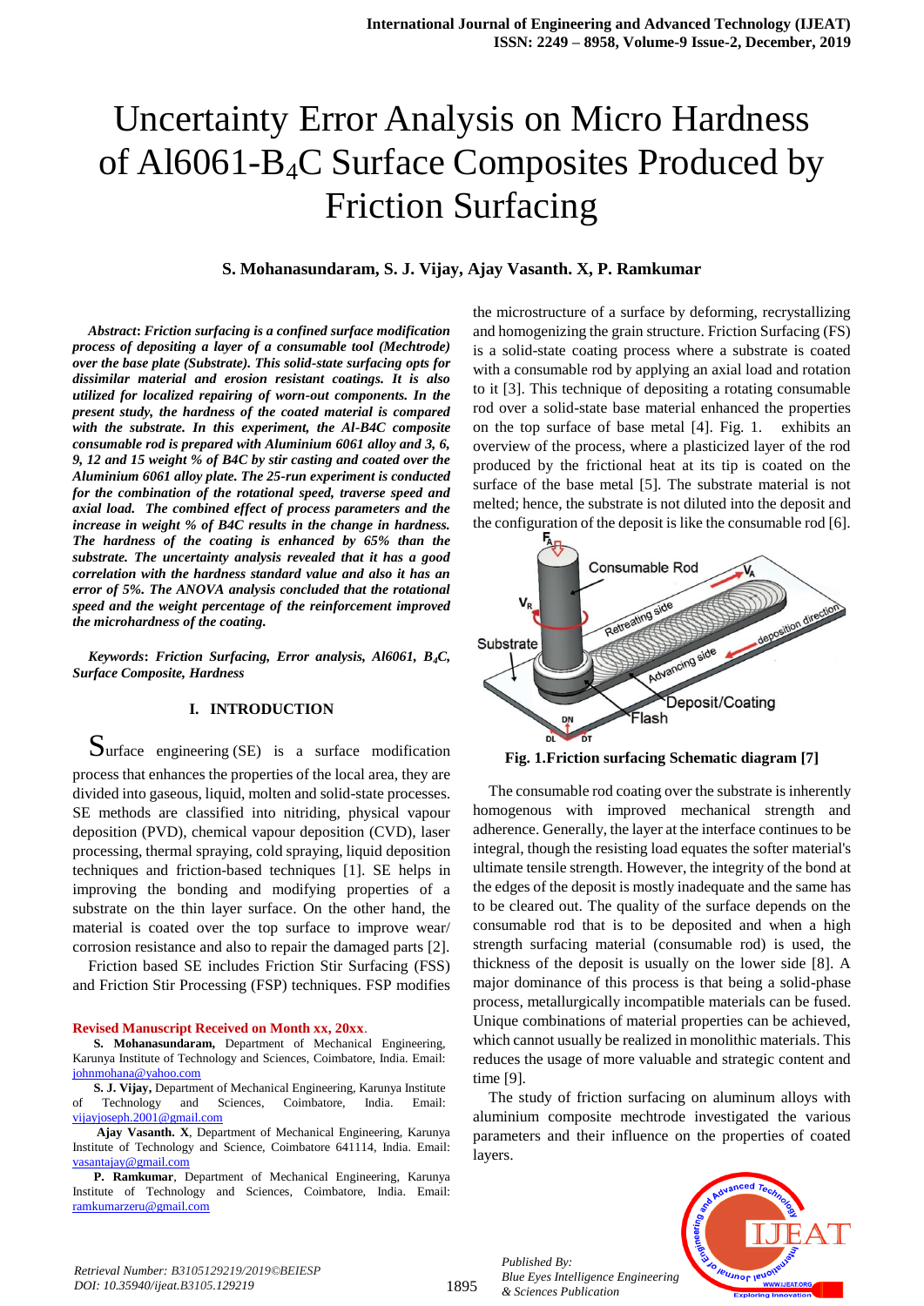# Uncertainty Error Analysis on Micro Hardness of Al6061-$B_4C$ Surface Composites Produced by Friction Surfacing

**S. Mohanasundaram, S. J. Vijay, Ajay Vasanth. X, P. Ramkumar**

***Abstract*: *Friction surfacing is a confined surface modification process of depositing a layer of a consumable tool (Mechtrode) over the base plate (Substrate). This solid-state surfacing opts for dissimilar material and erosion resistant coatings. It is also utilized for localized repairing of worn-out components. In the present study, the hardness of the coated material is compared with the substrate. In this experiment, the Al-B4C composite consumable rod is prepared with Aluminium 6061 alloy and 3, 6, 9, 12 and 15 weight % of B4C by stir casting and coated over the Aluminium 6061 alloy plate. The 25-run experiment is conducted for the combination of the rotational speed, traverse speed and axial load. The combined effect of process parameters and the increase in weight % of B4C results in the change in hardness. The hardness of the coating is enhanced by 65% than the substrate. The uncertainty analysis revealed that it has a good correlation with the hardness standard value and also it has an error of 5%. The ANOVA analysis concluded that the rotational speed and the weight percentage of the reinforcement improved the microhardness of the coating.***

***Keywords*: *Friction Surfacing, Error analysis, Al6061, $B_4C$, Surface Composite, Hardness***

## I. INTRODUCTION

Surface engineering (SE) is a surface modification process that enhances the properties of the local area, they are divided into gaseous, liquid, molten and solid-state processes. SE methods are classified into nitriding, physical vapour deposition (PVD), chemical vapour deposition (CVD), laser processing, thermal spraying, cold spraying, liquid deposition techniques and friction-based techniques [1]. SE helps in improving the bonding and modifying properties of a substrate on the thin layer surface. On the other hand, the material is coated over the top surface to improve wear/ corrosion resistance and also to repair the damaged parts [2].

Friction based SE includes Friction Stir Surfacing (FSS) and Friction Stir Processing (FSP) techniques. FSP modifies the microstructure of a surface by deforming, recrystallizing and homogenizing the grain structure. Friction Surfacing (FS) is a solid-state coating process where a substrate is coated with a consumable rod by applying an axial load and rotation to it [3]. This technique of depositing a rotating consumable rod over a solid-state base material enhanced the properties on the top surface of base metal [4]. Fig. 1. exhibits an overview of the process, where a plasticized layer of the rod produced by the frictional heat at its tip is coated on the surface of the base metal [5]. The substrate material is not melted; hence, the substrate is not diluted into the deposit and the configuration of the deposit is like the consumable rod [6].

**Fig. 1.Friction surfacing Schematic diagram [7]**

The consumable rod coating over the substrate is inherently homogenous with improved mechanical strength and adherence. Generally, the layer at the interface continues to be integral, though the resisting load equates the softer material's ultimate tensile strength. However, the integrity of the bond at the edges of the deposit is mostly inadequate and the same has to be cleared out. The quality of the surface depends on the consumable rod that is to be deposited and when a high strength surfacing material (consumable rod) is used, the thickness of the deposit is usually on the lower side [8]. A major dominance of this process is that being a solid-phase process, metallurgically incompatible materials can be fused. Unique combinations of material properties can be achieved, which cannot usually be realized in monolithic materials. This reduces the usage of more valuable and strategic content and time [9].

The study of friction surfacing on aluminum alloys with aluminium composite mechtrode investigated the various parameters and their influence on the properties of coated layers.

Revised Manuscript Received on Month xx, 20xx.

**S. Mohanasundaram,** Department of Mechanical Engineering, Karunya Institute of Technology and Sciences, Coimbatore, India. Email: johnmohana@yahoo.com

**S. J. Vijay,** Department of Mechanical Engineering, Karunya Institute of Technology and Sciences, Coimbatore, India. Email: vijayjoseph.2001@gmail.com

**Ajay Vasanth. X**, Department of Mechanical Engineering, Karunya Institute of Technology and Science, Coimbatore 641114, India. Email: vasantajay@gmail.com

**P. Ramkumar**, Department of Mechanical Engineering, Karunya Institute of Technology and Sciences, Coimbatore, India. Email: ramkumarzeru@gmail.com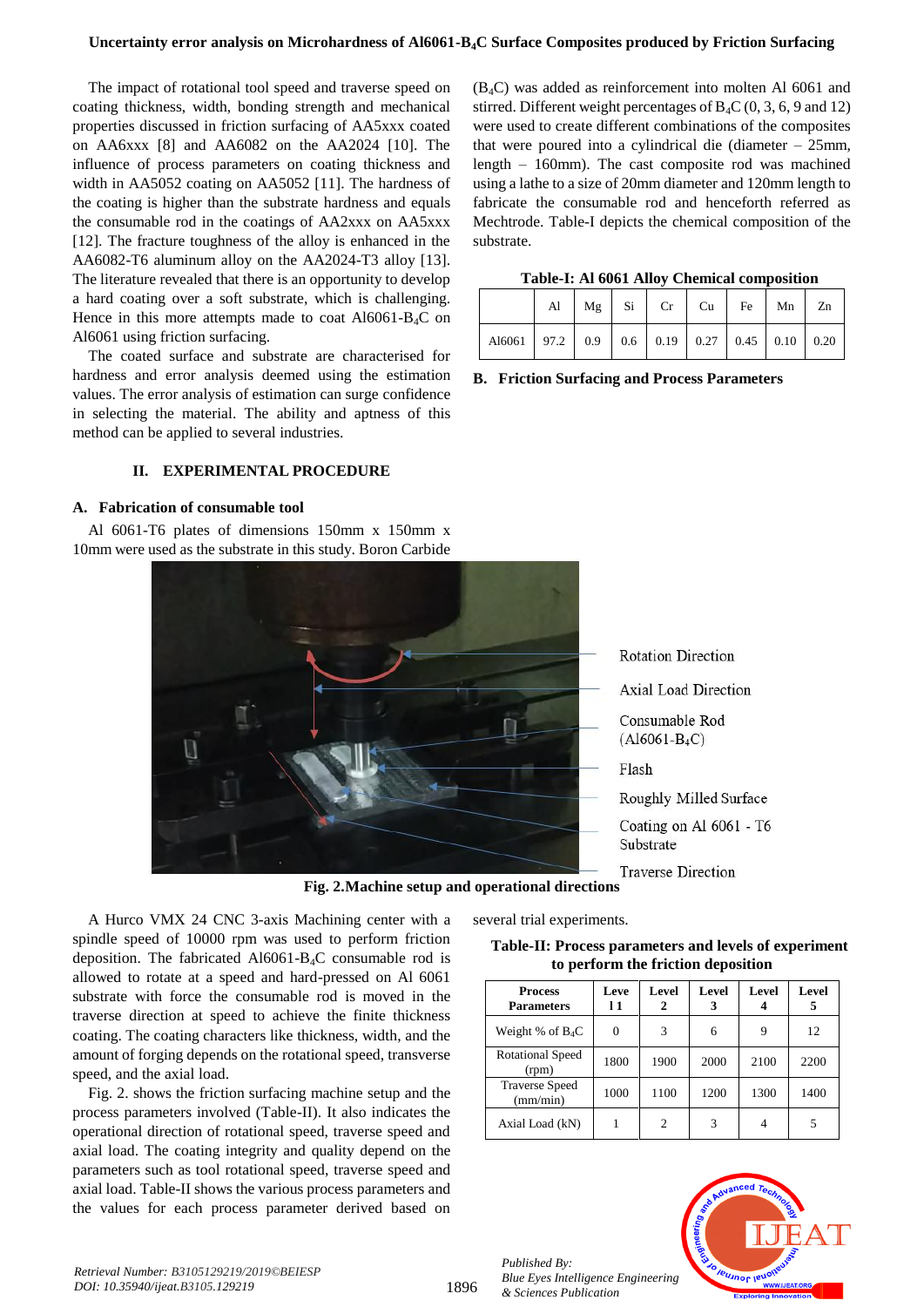The impact of rotational tool speed and traverse speed on coating thickness, width, bonding strength and mechanical properties discussed in friction surfacing of AA5xxx coated on AA6xxx [8] and AA6082 on the AA2024 [10]. The influence of process parameters on coating thickness and width in AA5052 coating on AA5052 [11]. The hardness of the coating is higher than the substrate hardness and equals the consumable rod in the coatings of AA2xxx on AA5xxx [12]. The fracture toughness of the alloy is enhanced in the AA6082-T6 aluminum alloy on the AA2024-T3 alloy [13]. The literature revealed that there is an opportunity to develop a hard coating over a soft substrate, which is challenging. Hence in this more attempts made to coat Al6061-$B_4C$ on Al6061 using friction surfacing.

The coated surface and substrate are characterised for hardness and error analysis deemed using the estimation values. The error analysis of estimation can surge confidence in selecting the material. The ability and aptness of this method can be applied to several industries.

## II. EXPERIMENTAL PROCEDURE

### A. Fabrication of consumable tool

Al 6061-T6 plates of dimensions 150mm x 150mm x 10mm were used as the substrate in this study. Boron Carbide ($B_4C$) was added as reinforcement into molten Al 6061 and stirred. Different weight percentages of $B_4C$ (0, 3, 6, 9 and 12) were used to create different combinations of the composites that were poured into a cylindrical die (diameter – 25mm, length – 160mm). The cast composite rod was machined using a lathe to a size of 20mm diameter and 120mm length to fabricate the consumable rod and henceforth referred as Mechtrode. Table-I depicts the chemical composition of the substrate.

**Table-I: Al 6061 Alloy Chemical composition**

| | Al | Mg | Si | Cr | Cu | Fe | Mn | Zn |
|---|---|---|---|---|---|---|---|---|
| Al6061 | 97.2 | 0.9 | 0.6 | 0.19 | 0.27 | 0.45 | 0.10 | 0.20 |

### B. Friction Surfacing and Process Parameters

Rotation Direction

Axial Load Direction

Consumable Rod (Al6061-$B_4C$)

Flash

Roughly Milled Surface

Coating on Al 6061 - T6 Substrate

Traverse Direction

**Fig. 2.Machine setup and operational directions**

A Hurco VMX 24 CNC 3-axis Machining center with a spindle speed of 10000 rpm was used to perform friction deposition. The fabricated Al6061-$B_4C$ consumable rod is allowed to rotate at a speed and hard-pressed on Al 6061 substrate with force the consumable rod is moved in the traverse direction at speed to achieve the finite thickness coating. The coating characters like thickness, width, and the amount of forging depends on the rotational speed, transverse speed, and the axial load.

Fig. 2. shows the friction surfacing machine setup and the process parameters involved (Table-II). It also indicates the operational direction of rotational speed, traverse speed and axial load. The coating integrity and quality depend on the parameters such as tool rotational speed, traverse speed and axial load. Table-II shows the various process parameters and the values for each process parameter derived based on several trial experiments.

**Table-II: Process parameters and levels of experiment to perform the friction deposition**

| Process Parameters | Level 1 | Level 2 | Level 3 | Level 4 | Level 5 |
|---|---|---|---|---|---|
| Weight % of $B_4C$ | 0 | 3 | 6 | 9 | 12 |
| Rotational Speed (rpm) | 1800 | 1900 | 2000 | 2100 | 2200 |
| Traverse Speed (mm/min) | 1000 | 1100 | 1200 | 1300 | 1400 |
| Axial Load (kN) | 1 | 2 | 3 | 4 | 5 |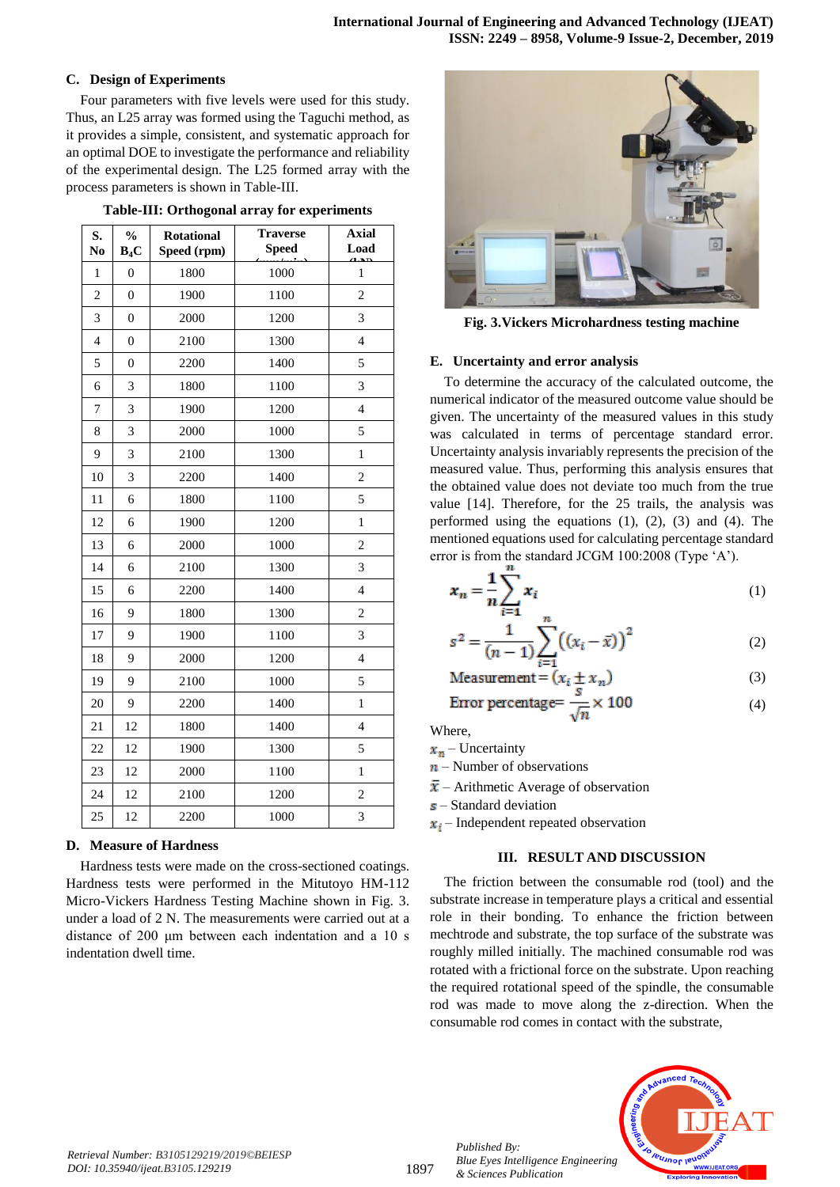### C. Design of Experiments

Four parameters with five levels were used for this study. Thus, an L25 array was formed using the Taguchi method, as it provides a simple, consistent, and systematic approach for an optimal DOE to investigate the performance and reliability of the experimental design. The L25 formed array with the process parameters is shown in Table-III.

**Table-III: Orthogonal array for experiments**

| S. No | % $B_4C$ | Rotational Speed (rpm) | Traverse Speed (mm/min) | Axial Load (kN) |
|---|---|---|---|---|
| 1 | 0 | 1800 | 1000 | 1 |
| 2 | 0 | 1900 | 1100 | 2 |
| 3 | 0 | 2000 | 1200 | 3 |
| 4 | 0 | 2100 | 1300 | 4 |
| 5 | 0 | 2200 | 1400 | 5 |
| 6 | 3 | 1800 | 1100 | 3 |
| 7 | 3 | 1900 | 1200 | 4 |
| 8 | 3 | 2000 | 1000 | 5 |
| 9 | 3 | 2100 | 1300 | 1 |
| 10 | 3 | 2200 | 1400 | 2 |
| 11 | 6 | 1800 | 1100 | 5 |
| 12 | 6 | 1900 | 1200 | 1 |
| 13 | 6 | 2000 | 1000 | 2 |
| 14 | 6 | 2100 | 1300 | 3 |
| 15 | 6 | 2200 | 1400 | 4 |
| 16 | 9 | 1800 | 1300 | 2 |
| 17 | 9 | 1900 | 1100 | 3 |
| 18 | 9 | 2000 | 1200 | 4 |
| 19 | 9 | 2100 | 1000 | 5 |
| 20 | 9 | 2200 | 1400 | 1 |
| 21 | 12 | 1800 | 1400 | 4 |
| 22 | 12 | 1900 | 1300 | 5 |
| 23 | 12 | 2000 | 1100 | 1 |
| 24 | 12 | 2100 | 1200 | 2 |
| 25 | 12 | 2200 | 1000 | 3 |

### D. Measure of Hardness

Hardness tests were made on the cross-sectioned coatings. Hardness tests were performed in the Mitutoyo HM-112 Micro-Vickers Hardness Testing Machine shown in Fig. 3. under a load of 2 N. The measurements were carried out at a distance of 200 µm between each indentation and a 10 s indentation dwell time.

**Fig. 3.Vickers Microhardness testing machine**

### E. Uncertainty and error analysis

To determine the accuracy of the calculated outcome, the numerical indicator of the measured outcome value should be given. The uncertainty of the measured values in this study was calculated in terms of percentage standard error. Uncertainty analysis invariably represents the precision of the measured value. Thus, performing this analysis ensures that the obtained value does not deviate too much from the true value [14]. Therefore, for the 25 trails, the analysis was performed using the equations (1), (2), (3) and (4). The mentioned equations used for calculating percentage standard error is from the standard JCGM 100:2008 (Type 'A').

$$x_n = \frac{1}{n}\sum_{i=1}^{n} x_i \tag{1}$$

$$s^2 = \frac{1}{(n-1)}\sum_{i=1}^{n}\left((x_i - \bar{x})\right)^2 \tag{2}$$

$$\text{Measurement} = (x_i \pm x_n) \tag{3}$$

$$\text{Error percentage} = \frac{s}{\sqrt{n}} \times 100 \tag{4}$$

Where,

$x_n$ – Uncertainty

$n$ – Number of observations

$\bar{x}$ – Arithmetic Average of observation

$s$ – Standard deviation

$x_i$ – Independent repeated observation

## III. RESULT AND DISCUSSION

The friction between the consumable rod (tool) and the substrate increase in temperature plays a critical and essential role in their bonding. To enhance the friction between mechtrode and substrate, the top surface of the substrate was roughly milled initially. The machined consumable rod was rotated with a frictional force on the substrate. Upon reaching the required rotational speed of the spindle, the consumable rod was made to move along the z-direction. When the consumable rod comes in contact with the substrate,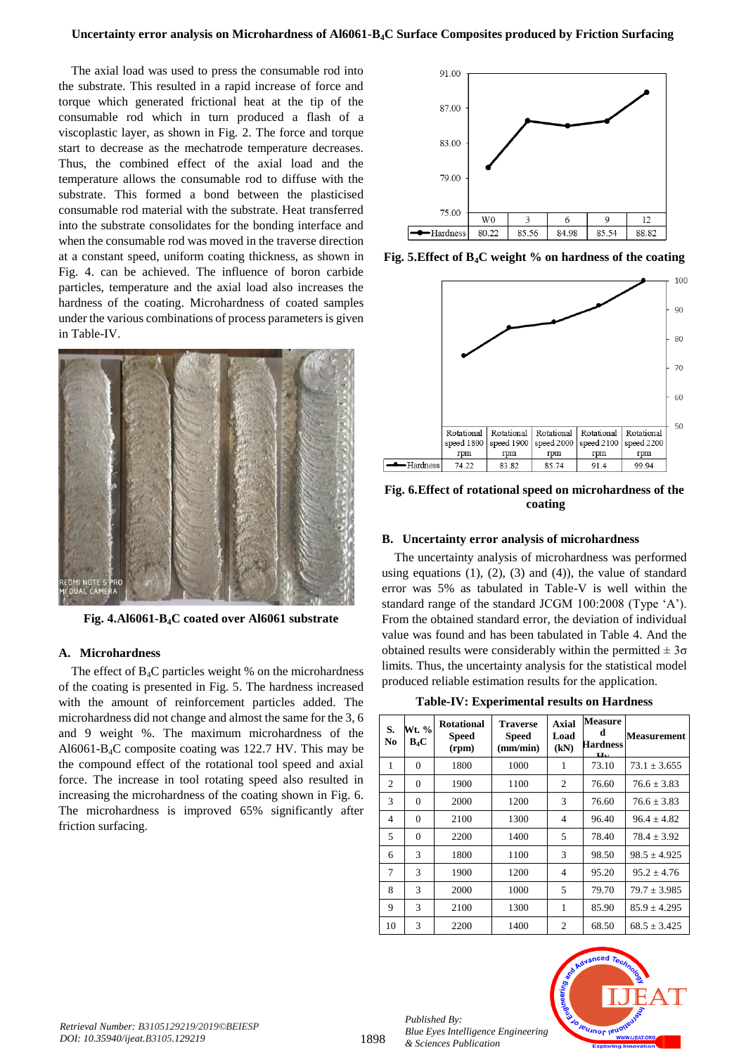The axial load was used to press the consumable rod into the substrate. This resulted in a rapid increase of force and torque which generated frictional heat at the tip of the consumable rod which in turn produced a flash of a viscoplastic layer, as shown in Fig. 2. The force and torque start to decrease as the mechatrode temperature decreases. Thus, the combined effect of the axial load and the temperature allows the consumable rod to diffuse with the substrate. This formed a bond between the plasticised consumable rod material with the substrate. Heat transferred into the substrate consolidates for the bonding interface and when the consumable rod was moved in the traverse direction at a constant speed, uniform coating thickness, as shown in Fig. 4. can be achieved. The influence of boron carbide particles, temperature and the axial load also increases the hardness of the coating. Microhardness of coated samples under the various combinations of process parameters is given in Table-IV.

**Fig. 4.Al6061-$B_4C$ coated over Al6061 substrate**

### A. Microhardness

The effect of $B_4C$ particles weight % on the microhardness of the coating is presented in Fig. 5. The hardness increased with the amount of reinforcement particles added. The microhardness did not change and almost the same for the 3, 6 and 9 weight %. The maximum microhardness of the Al6061-$B_4C$ composite coating was 122.7 HV. This may be the compound effect of the rotational tool speed and axial force. The increase in tool rotating speed also resulted in increasing the microhardness of the coating shown in Fig. 6. The microhardness is improved 65% significantly after friction surfacing.

| | W0 | 3 | 6 | 9 | 12 |
|---|---|---|---|---|---|
| Hardness | 80.22 | 85.56 | 84.98 | 85.54 | 88.82 |

**Fig. 5.Effect of $B_4C$ weight % on hardness of the coating**

| | Rotational speed 1800 rpm | Rotational speed 1900 rpm | Rotational speed 2000 rpm | Rotational speed 2100 rpm | Rotational speed 2200 rpm |
|---|---|---|---|---|---|
| Hardness | 74.22 | 83.82 | 85.74 | 91.4 | 99.94 |

**Fig. 6.Effect of rotational speed on microhardness of the coating**

### B. Uncertainty error analysis of microhardness

The uncertainty analysis of microhardness was performed using equations (1), (2), (3) and (4)), the value of standard error was 5% as tabulated in Table-V is well within the standard range of the standard JCGM 100:2008 (Type 'A'). From the obtained standard error, the deviation of individual value was found and has been tabulated in Table 4. And the obtained results were considerably within the permitted $\pm 3\sigma$ limits. Thus, the uncertainty analysis for the statistical model produced reliable estimation results for the application.

**Table-IV: Experimental results on Hardness**

| S. No | Wt. % $B_4C$ | Rotational Speed (rpm) | Traverse Speed (mm/min) | Axial Load (kN) | Measured Hardness Hv | Measurement |
|---|---|---|---|---|---|---|
| 1 | 0 | 1800 | 1000 | 1 | 73.10 | 73.1 ± 3.655 |
| 2 | 0 | 1900 | 1100 | 2 | 76.60 | 76.6 ± 3.83 |
| 3 | 0 | 2000 | 1200 | 3 | 76.60 | 76.6 ± 3.83 |
| 4 | 0 | 2100 | 1300 | 4 | 96.40 | 96.4 ± 4.82 |
| 5 | 0 | 2200 | 1400 | 5 | 78.40 | 78.4 ± 3.92 |
| 6 | 3 | 1800 | 1100 | 3 | 98.50 | 98.5 ± 4.925 |
| 7 | 3 | 1900 | 1200 | 4 | 95.20 | 95.2 ± 4.76 |
| 8 | 3 | 2000 | 1000 | 5 | 79.70 | 79.7 ± 3.985 |
| 9 | 3 | 2100 | 1300 | 1 | 85.90 | 85.9 ± 4.295 |
| 10 | 3 | 2200 | 1400 | 2 | 68.50 | 68.5 ± 3.425 |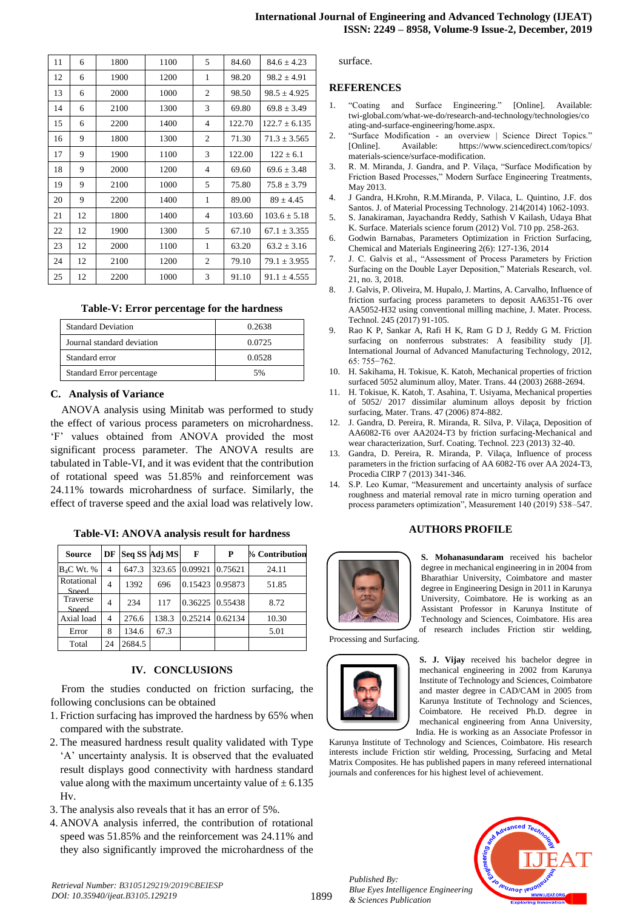| 11 | 6 | 1800 | 1100 | 5 | 84.60 | 84.6 ± 4.23 |
|---|---|---|---|---|---|---|
| 12 | 6 | 1900 | 1200 | 1 | 98.20 | 98.2 ± 4.91 |
| 13 | 6 | 2000 | 1000 | 2 | 98.50 | 98.5 ± 4.925 |
| 14 | 6 | 2100 | 1300 | 3 | 69.80 | 69.8 ± 3.49 |
| 15 | 6 | 2200 | 1400 | 4 | 122.70 | 122.7 ± 6.135 |
| 16 | 9 | 1800 | 1300 | 2 | 71.30 | 71.3 ± 3.565 |
| 17 | 9 | 1900 | 1100 | 3 | 122.00 | 122 ± 6.1 |
| 18 | 9 | 2000 | 1200 | 4 | 69.60 | 69.6 ± 3.48 |
| 19 | 9 | 2100 | 1000 | 5 | 75.80 | 75.8 ± 3.79 |
| 20 | 9 | 2200 | 1400 | 1 | 89.00 | 89 ± 4.45 |
| 21 | 12 | 1800 | 1400 | 4 | 103.60 | 103.6 ± 5.18 |
| 22 | 12 | 1900 | 1300 | 5 | 67.10 | 67.1 ± 3.355 |
| 23 | 12 | 2000 | 1100 | 1 | 63.20 | 63.2 ± 3.16 |
| 24 | 12 | 2100 | 1200 | 2 | 79.10 | 79.1 ± 3.955 |
| 25 | 12 | 2200 | 1000 | 3 | 91.10 | 91.1 ± 4.555 |

**Table-V: Error percentage for the hardness**

| | |
|---|---|
| Standard Deviation | 0.2638 |
| Journal standard deviation | 0.0725 |
| Standard error | 0.0528 |
| Standard Error percentage | 5% |

### C. Analysis of Variance

ANOVA analysis using Minitab was performed to study the effect of various process parameters on microhardness. 'F' values obtained from ANOVA provided the most significant process parameter. The ANOVA results are tabulated in Table-VI, and it was evident that the contribution of rotational speed was 51.85% and reinforcement was 24.11% towards microhardness of surface. Similarly, the effect of traverse speed and the axial load was relatively low.

**Table-VI: ANOVA analysis result for hardness**

| Source | DF | Seq SS | Adj MS | F | P | % Contribution |
|---|---|---|---|---|---|---|
| $B_4C$ Wt. % | 4 | 647.3 | 323.65 | 0.09921 | 0.75621 | 24.11 |
| Rotational Speed | 4 | 1392 | 696 | 0.15423 | 0.95873 | 51.85 |
| Traverse Speed | 4 | 234 | 117 | 0.36225 | 0.55438 | 8.72 |
| Axial load | 4 | 276.6 | 138.3 | 0.25214 | 0.62134 | 10.30 |
| Error | 8 | 134.6 | 67.3 | | | 5.01 |
| Total | 24 | 2684.5 | | | | |

## IV. CONCLUSIONS

From the studies conducted on friction surfacing, the following conclusions can be obtained

1. Friction surfacing has improved the hardness by 65% when compared with the substrate.
2. The measured hardness result quality validated with Type 'A' uncertainty analysis. It is observed that the evaluated result displays good connectivity with hardness standard value along with the maximum uncertainty value of ± 6.135 Hv.
3. The analysis also reveals that it has an error of 5%.
4. ANOVA analysis inferred, the contribution of rotational speed was 51.85% and the reinforcement was 24.11% and they also significantly improved the microhardness of the surface.

## REFERENCES

1. "Coating and Surface Engineering." [Online]. Available: twi-global.com/what-we-do/research-and-technology/technologies/coating-and-surface-engineering/home.aspx.
2. "Surface Modification - an overview | Science Direct Topics." [Online]. Available: https://www.sciencedirect.com/topics/materials-science/surface-modification.
3. R. M. Miranda, J. Gandra, and P. Vilaça, "Surface Modification by Friction Based Processes," Modern Surface Engineering Treatments, May 2013.
4. J Gandra, H.Krohn, R.M.Miranda, P. Vilaca, L. Quintino, J.F. dos Santos. J. of Material Processing Technology. 214(2014) 1062-1093.
5. S. Janakiraman, Jayachandra Reddy, Sathish V Kailash, Udaya Bhat K. Surface. Materials science forum (2012) Vol. 710 pp. 258-263.
6. Godwin Barnabas, Parameters Optimization in Friction Surfacing, Chemical and Materials Engineering 2(6): 127-136, 2014
7. J. C. Galvis et al., "Assessment of Process Parameters by Friction Surfacing on the Double Layer Deposition," Materials Research, vol. 21, no. 3, 2018.
8. J. Galvis, P. Oliveira, M. Hupalo, J. Martins, A. Carvalho, Influence of friction surfacing process parameters to deposit AA6351-T6 over AA5052-H32 using conventional milling machine, J. Mater. Process. Technol. 245 (2017) 91-105.
9. Rao K P, Sankar A, Rafi H K, Ram G D J, Reddy G M. Friction surfacing on nonferrous substrates: A feasibility study [J]. International Journal of Advanced Manufacturing Technology, 2012, 65: 755−762.
10. H. Sakihama, H. Tokisue, K. Katoh, Mechanical properties of friction surfaced 5052 aluminum alloy, Mater. Trans. 44 (2003) 2688-2694.
11. H. Tokisue, K. Katoh, T. Asahina, T. Usiyama, Mechanical properties of 5052/ 2017 dissimilar aluminum alloys deposit by friction surfacing, Mater. Trans. 47 (2006) 874-882.
12. J. Gandra, D. Pereira, R. Miranda, R. Silva, P. Vilaça, Deposition of AA6082-T6 over AA2024-T3 by friction surfacing-Mechanical and wear characterization, Surf. Coating. Technol. 223 (2013) 32-40.
13. Gandra, D. Pereira, R. Miranda, P. Vilaça, Influence of process parameters in the friction surfacing of AA 6082-T6 over AA 2024-T3, Procedia CIRP 7 (2013) 341-346.
14. S.P. Leo Kumar, "Measurement and uncertainty analysis of surface roughness and material removal rate in micro turning operation and process parameters optimization", Measurement 140 (2019) 538–547.

## AUTHORS PROFILE

**S. Mohanasundaram** received his bachelor degree in mechanical engineering in in 2004 from Bharathiar University, Coimbatore and master degree in Engineering Design in 2011 in Karunya University, Coimbatore. He is working as an Assistant Professor in Karunya Institute of Technology and Sciences, Coimbatore. His area of research includes Friction stir welding, Processing and Surfacing.

**S. J. Vijay** received his bachelor degree in mechanical engineering in 2002 from Karunya Institute of Technology and Sciences, Coimbatore and master degree in CAD/CAM in 2005 from Karunya Institute of Technology and Sciences, Coimbatore. He received Ph.D. degree in mechanical engineering from Anna University, India. He is working as an Associate Professor in Karunya Institute of Technology and Sciences, Coimbatore. His research interests include Friction stir welding, Processing, Surfacing and Metal Matrix Composites. He has published papers in many refereed international journals and conferences for his highest level of achievement.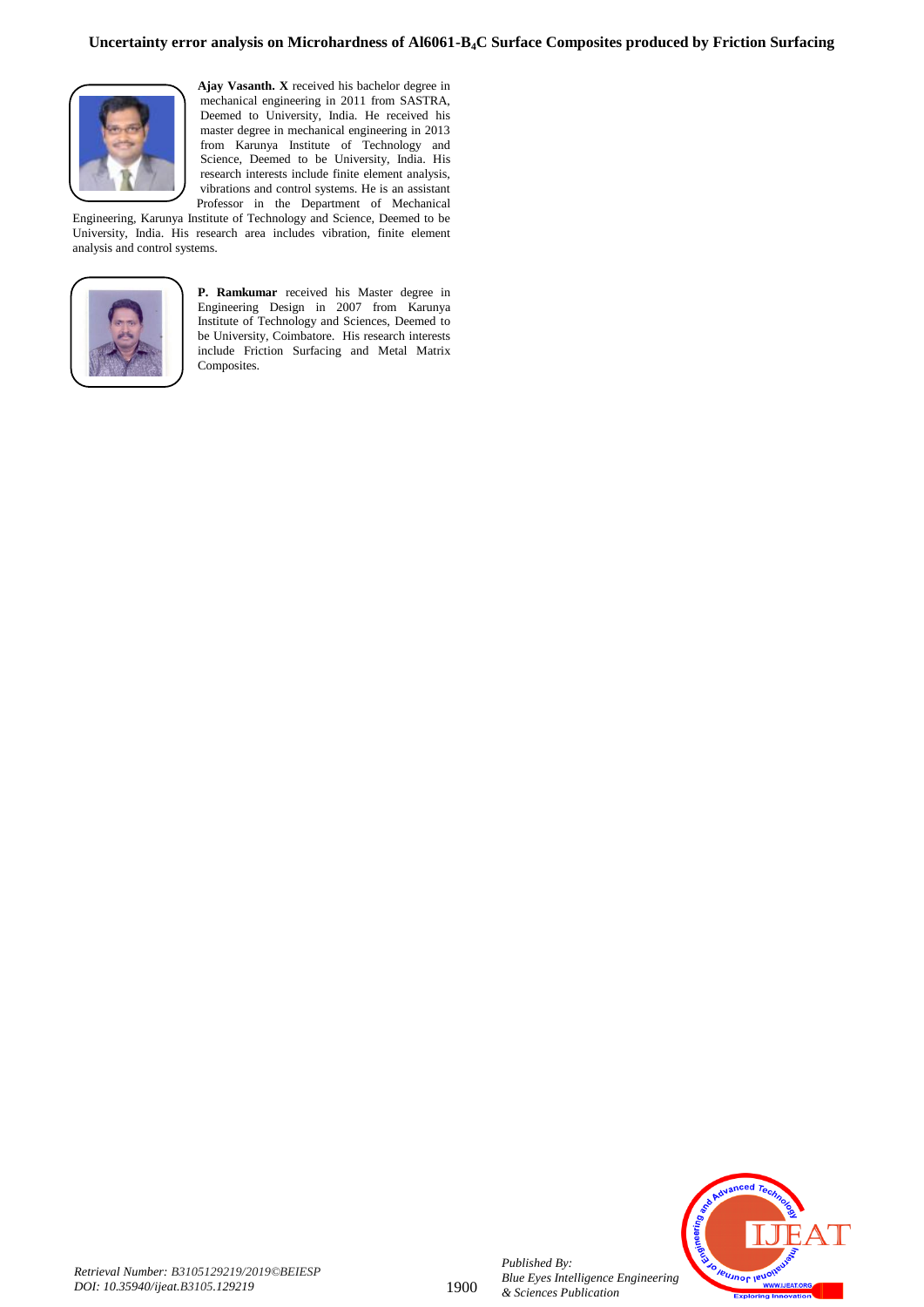**Ajay Vasanth. X** received his bachelor degree in mechanical engineering in 2011 from SASTRA, Deemed to University, India. He received his master degree in mechanical engineering in 2013 from Karunya Institute of Technology and Science, Deemed to be University, India. His research interests include finite element analysis, vibrations and control systems. He is an assistant Professor in the Department of Mechanical Engineering, Karunya Institute of Technology and Science, Deemed to be University, India. His research area includes vibration, finite element analysis and control systems.

**P. Ramkumar** received his Master degree in Engineering Design in 2007 from Karunya Institute of Technology and Sciences, Deemed to be University, Coimbatore. His research interests include Friction Surfacing and Metal Matrix Composites.